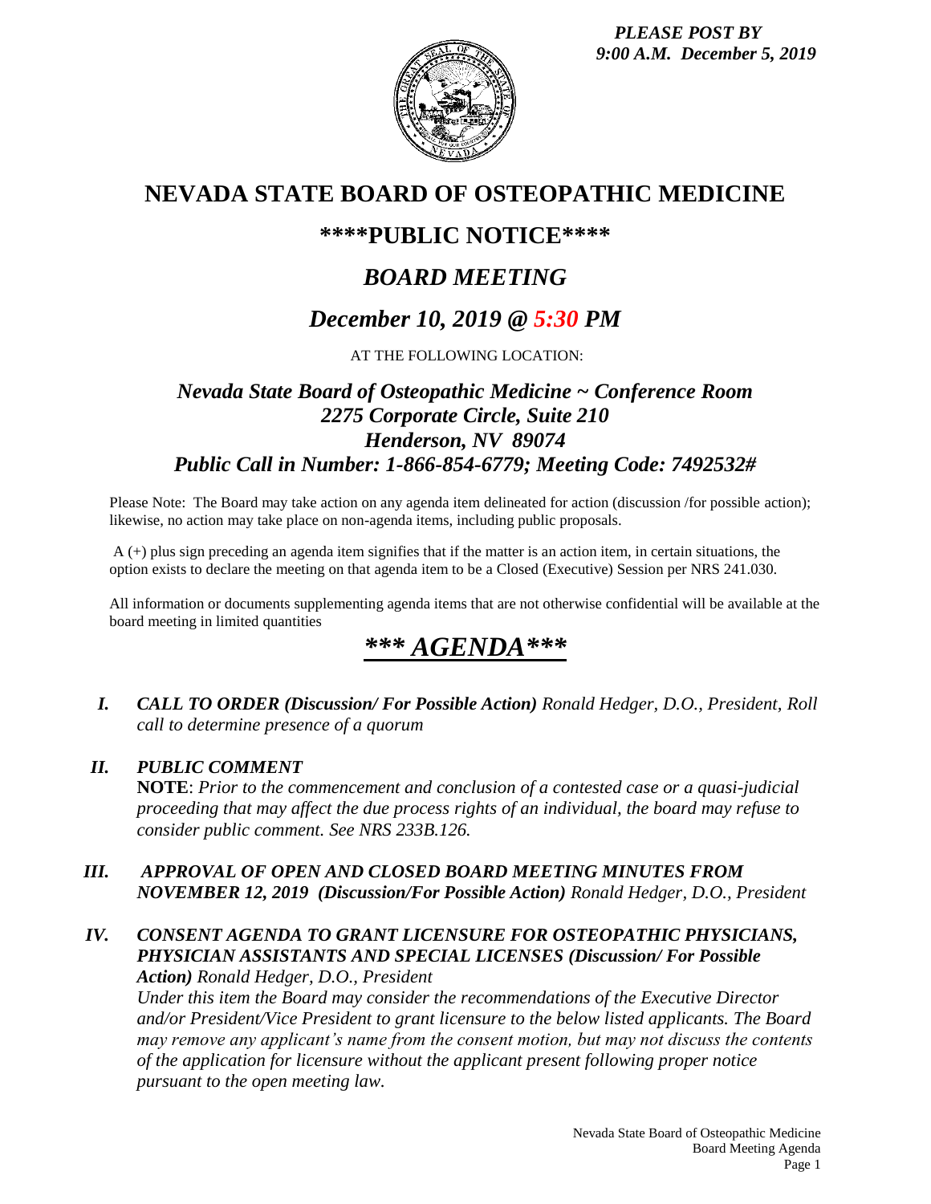*PLEASE POST BY*
*9:00 A.M. December 5, 2019*

# NEVADA STATE BOARD OF OSTEOPATHIC MEDICINE

## \*\*\*\*PUBLIC NOTICE\*\*\*\*

## *BOARD MEETING*

## *December 10, 2019 @ 5:30 PM*

AT THE FOLLOWING LOCATION:

### *Nevada State Board of Osteopathic Medicine ~ Conference Room*
### *2275 Corporate Circle, Suite 210*
### *Henderson, NV 89074*
### *Public Call in Number: 1-866-854-6779; Meeting Code: 7492532#*

Please Note: The Board may take action on any agenda item delineated for action (discussion /for possible action); likewise, no action may take place on non-agenda items, including public proposals.

A (+) plus sign preceding an agenda item signifies that if the matter is an action item, in certain situations, the option exists to declare the meeting on that agenda item to be a Closed (Executive) Session per NRS 241.030.

All information or documents supplementing agenda items that are not otherwise confidential will be available at the board meeting in limited quantities

# *\*\*\* AGENDA\*\*\**

**I.** ***CALL TO ORDER (Discussion/ For Possible Action)*** *Ronald Hedger, D.O., President, Roll call to determine presence of a quorum*

**II.** ***PUBLIC COMMENT***
**NOTE**: *Prior to the commencement and conclusion of a contested case or a quasi-judicial proceeding that may affect the due process rights of an individual, the board may refuse to consider public comment. See NRS 233B.126.*

**III.** ***APPROVAL OF OPEN AND CLOSED BOARD MEETING MINUTES FROM NOVEMBER 12, 2019 (Discussion/For Possible Action)*** *Ronald Hedger, D.O., President*

**IV.** ***CONSENT AGENDA TO GRANT LICENSURE FOR OSTEOPATHIC PHYSICIANS, PHYSICIAN ASSISTANTS AND SPECIAL LICENSES (Discussion/ For Possible Action)*** *Ronald Hedger, D.O., President*
*Under this item the Board may consider the recommendations of the Executive Director and/or President/Vice President to grant licensure to the below listed applicants. The Board may remove any applicant's name from the consent motion, but may not discuss the contents of the application for licensure without the applicant present following proper notice pursuant to the open meeting law.*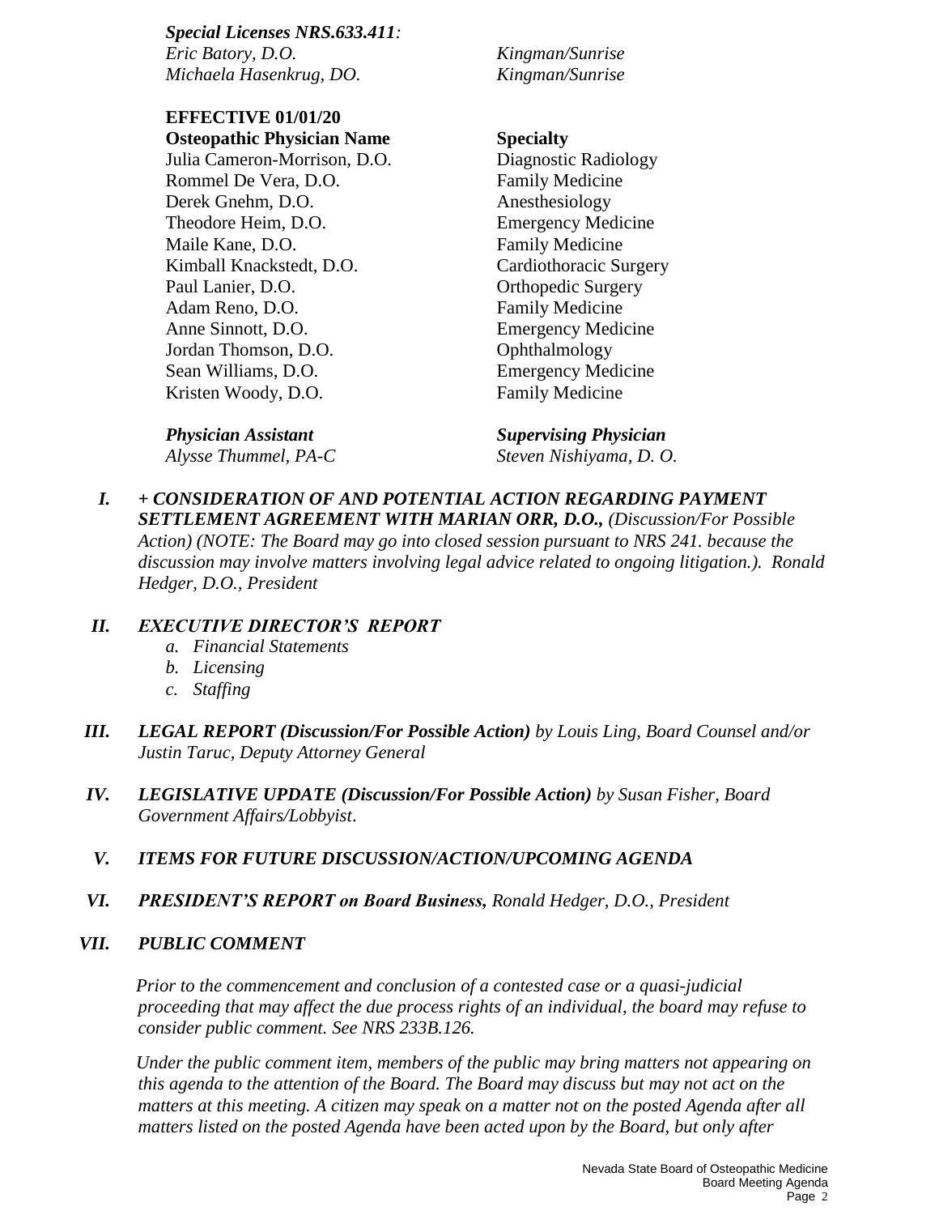***Special Licenses NRS.633.411:***

| | |
|---|---|
| *Eric Batory, D.O.* | *Kingman/Sunrise* |
| *Michaela Hasenkrug, DO.* | *Kingman/Sunrise* |

**EFFECTIVE 01/01/20**

| **Osteopathic Physician Name** | **Specialty** |
|---|---|
| Julia Cameron-Morrison, D.O. | Diagnostic Radiology |
| Rommel De Vera, D.O. | Family Medicine |
| Derek Gnehm, D.O. | Anesthesiology |
| Theodore Heim, D.O. | Emergency Medicine |
| Maile Kane, D.O. | Family Medicine |
| Kimball Knackstedt, D.O. | Cardiothoracic Surgery |
| Paul Lanier, D.O. | Orthopedic Surgery |
| Adam Reno, D.O. | Family Medicine |
| Anne Sinnott, D.O. | Emergency Medicine |
| Jordan Thomson, D.O. | Ophthalmology |
| Sean Williams, D.O. | Emergency Medicine |
| Kristen Woody, D.O. | Family Medicine |

| ***Physician Assistant*** | ***Supervising Physician*** |
|---|---|
| *Alysse Thummel, PA-C* | *Steven Nishiyama, D. O.* |

***I. + CONSIDERATION OF AND POTENTIAL ACTION REGARDING PAYMENT SETTLEMENT AGREEMENT WITH MARIAN ORR, D.O.,*** *(Discussion/For Possible Action) (NOTE: The Board may go into closed session pursuant to NRS 241. because the discussion may involve matters involving legal advice related to ongoing litigation.). Ronald Hedger, D.O., President*

***II. EXECUTIVE DIRECTOR'S REPORT***

*a. Financial Statements*
*b. Licensing*
*c. Staffing*

***III. LEGAL REPORT (Discussion/For Possible Action)*** *by Louis Ling, Board Counsel and/or Justin Taruc, Deputy Attorney General*

***IV. LEGISLATIVE UPDATE (Discussion/For Possible Action)*** *by Susan Fisher, Board Government Affairs/Lobbyist*.

***V. ITEMS FOR FUTURE DISCUSSION/ACTION/UPCOMING AGENDA***

***VI. PRESIDENT'S REPORT on Board Business,*** *Ronald Hedger, D.O., President*

***VII. PUBLIC COMMENT***

*Prior to the commencement and conclusion of a contested case or a quasi-judicial proceeding that may affect the due process rights of an individual, the board may refuse to consider public comment. See NRS 233B.126.*

*Under the public comment item, members of the public may bring matters not appearing on this agenda to the attention of the Board. The Board may discuss but may not act on the matters at this meeting. A citizen may speak on a matter not on the posted Agenda after all matters listed on the posted Agenda have been acted upon by the Board, but only after*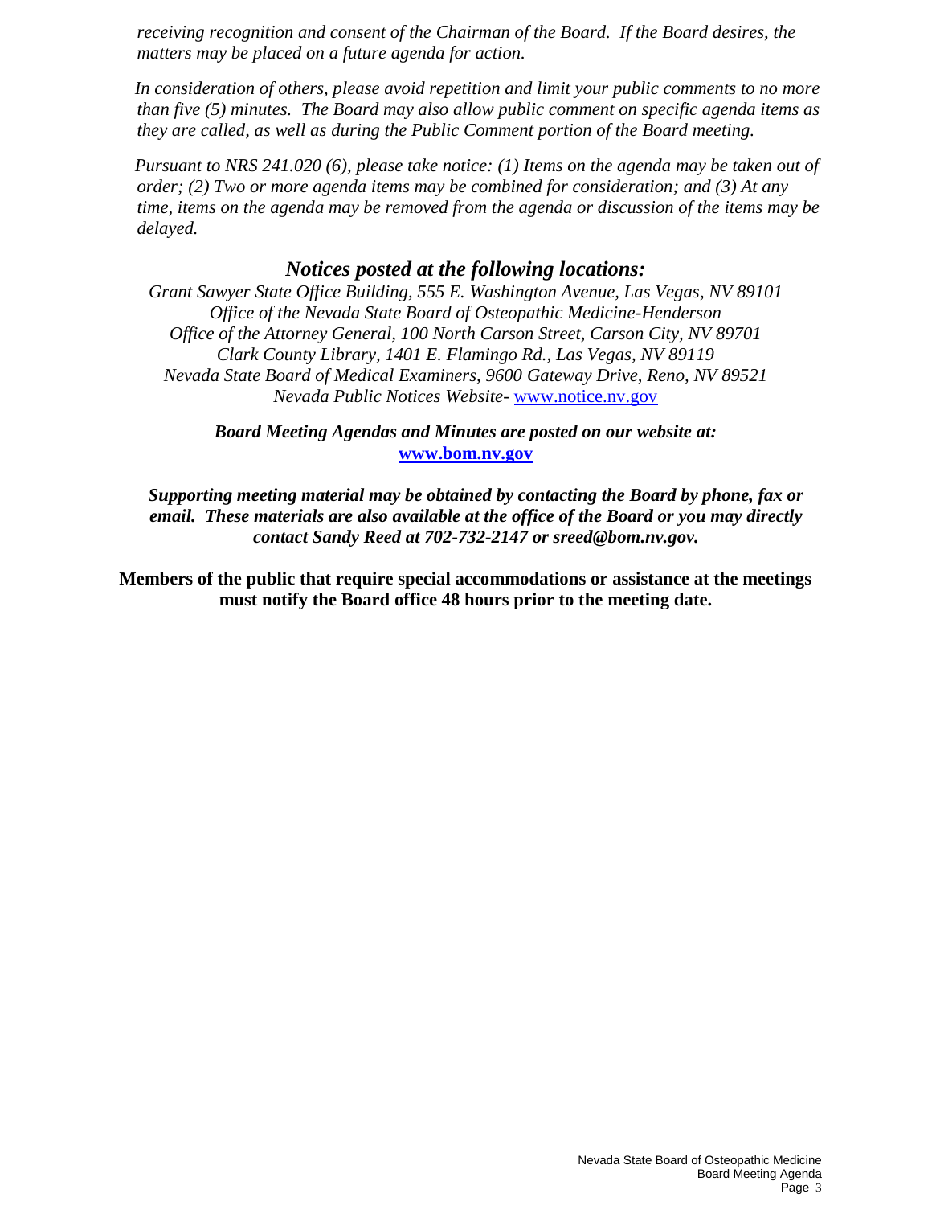*receiving recognition and consent of the Chairman of the Board. If the Board desires, the matters may be placed on a future agenda for action.*

*In consideration of others, please avoid repetition and limit your public comments to no more than five (5) minutes. The Board may also allow public comment on specific agenda items as they are called, as well as during the Public Comment portion of the Board meeting.*

*Pursuant to NRS 241.020 (6), please take notice: (1) Items on the agenda may be taken out of order; (2) Two or more agenda items may be combined for consideration; and (3) At any time, items on the agenda may be removed from the agenda or discussion of the items may be delayed.*

## *Notices posted at the following locations:*

*Grant Sawyer State Office Building, 555 E. Washington Avenue, Las Vegas, NV 89101*
*Office of the Nevada State Board of Osteopathic Medicine-Henderson*
*Office of the Attorney General, 100 North Carson Street, Carson City, NV 89701*
*Clark County Library, 1401 E. Flamingo Rd., Las Vegas, NV 89119*
*Nevada State Board of Medical Examiners, 9600 Gateway Drive, Reno, NV 89521*
*Nevada Public Notices Website-* www.notice.nv.gov

***Board Meeting Agendas and Minutes are posted on our website at:***
**www.bom.nv.gov**

***Supporting meeting material may be obtained by contacting the Board by phone, fax or email. These materials are also available at the office of the Board or you may directly contact Sandy Reed at 702-732-2147 or sreed@bom.nv.gov.***

**Members of the public that require special accommodations or assistance at the meetings must notify the Board office 48 hours prior to the meeting date.**